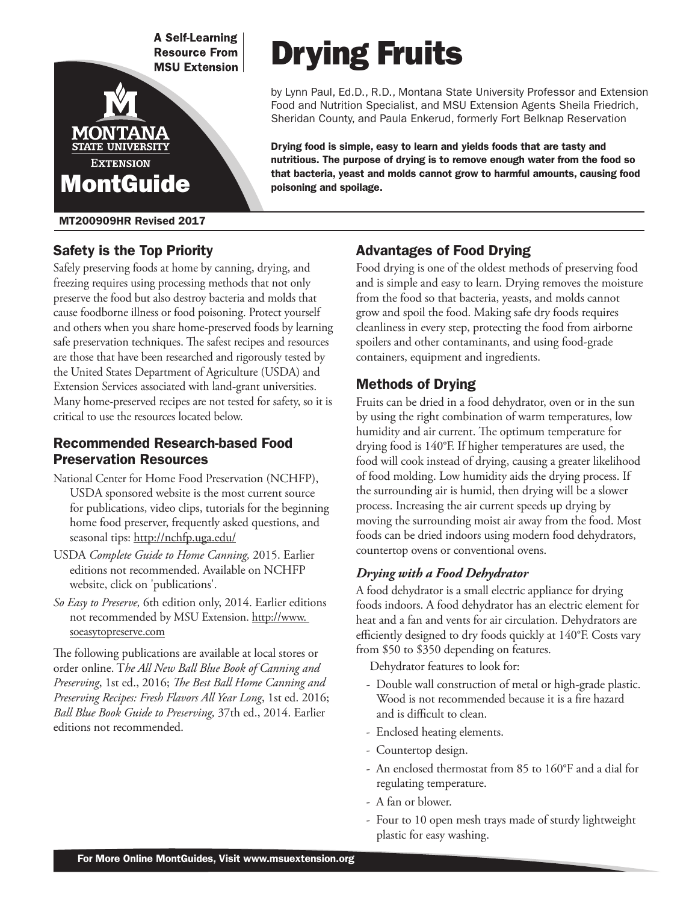A Self-Learning Resource From MSU Extension

Montana State University Extension

MontGuide

# Drying Fruits

by Lynn Paul, Ed.D., R.D., Montana State University Professor and Extension Food and Nutrition Specialist, and MSU Extension Agents Sheila Friedrich, Sheridan County, and Paula Enkerud, formerly Fort Belknap Reservation

**Drying food is simple, easy to learn and yields foods that are tasty and nutritious. The purpose of drying is to remove enough water from the food so that bacteria, yeast and molds cannot grow to harmful amounts, causing food poisoning and spoilage.**

MT200909HR Revised 2017

## Safety is the Top Priority

Safely preserving foods at home by canning, drying, and freezing requires using processing methods that not only preserve the food but also destroy bacteria and molds that cause foodborne illness or food poisoning. Protect yourself and others when you share home-preserved foods by learning safe preservation techniques. The safest recipes and resources are those that have been researched and rigorously tested by the United States Department of Agriculture (USDA) and Extension Services associated with land-grant universities. Many home-preserved recipes are not tested for safety, so it is critical to use the resources located below.

## Recommended Research-based Food Preservation Resources

National Center for Home Food Preservation (NCHFP), USDA sponsored website is the most current source for publications, video clips, tutorials for the beginning home food preserver, frequently asked questions, and seasonal tips: http://nchfp.uga.edu/

USDA *Complete Guide to Home Canning,* 2015. Earlier editions not recommended. Available on NCHFP website, click on 'publications'.

*So Easy to Preserve,* 6th edition only, 2014. Earlier editions not recommended by MSU Extension. http://www.soeasytopreserve.com

The following publications are available at local stores or order online. T*he All New Ball Blue Book of Canning and Preserving*, 1st ed., 2016; *The Best Ball Home Canning and Preserving Recipes: Fresh Flavors All Year Long*, 1st ed. 2016; *Ball Blue Book Guide to Preserving,* 37th ed., 2014. Earlier editions not recommended.

## Advantages of Food Drying

Food drying is one of the oldest methods of preserving food and is simple and easy to learn. Drying removes the moisture from the food so that bacteria, yeasts, and molds cannot grow and spoil the food. Making safe dry foods requires cleanliness in every step, protecting the food from airborne spoilers and other contaminants, and using food-grade containers, equipment and ingredients.

## Methods of Drying

Fruits can be dried in a food dehydrator, oven or in the sun by using the right combination of warm temperatures, low humidity and air current. The optimum temperature for drying food is 140°F. If higher temperatures are used, the food will cook instead of drying, causing a greater likelihood of food molding. Low humidity aids the drying process. If the surrounding air is humid, then drying will be a slower process. Increasing the air current speeds up drying by moving the surrounding moist air away from the food. Most foods can be dried indoors using modern food dehydrators, countertop ovens or conventional ovens.

### *Drying with a Food Dehydrator*

A food dehydrator is a small electric appliance for drying foods indoors. A food dehydrator has an electric element for heat and a fan and vents for air circulation. Dehydrators are efficiently designed to dry foods quickly at 140°F. Costs vary from $50 to $350 depending on features.

Dehydrator features to look for:

- Double wall construction of metal or high-grade plastic. Wood is not recommended because it is a fire hazard and is difficult to clean.
- Enclosed heating elements.
- Countertop design.
- An enclosed thermostat from 85 to 160°F and a dial for regulating temperature.
- A fan or blower.
- Four to 10 open mesh trays made of sturdy lightweight plastic for easy washing.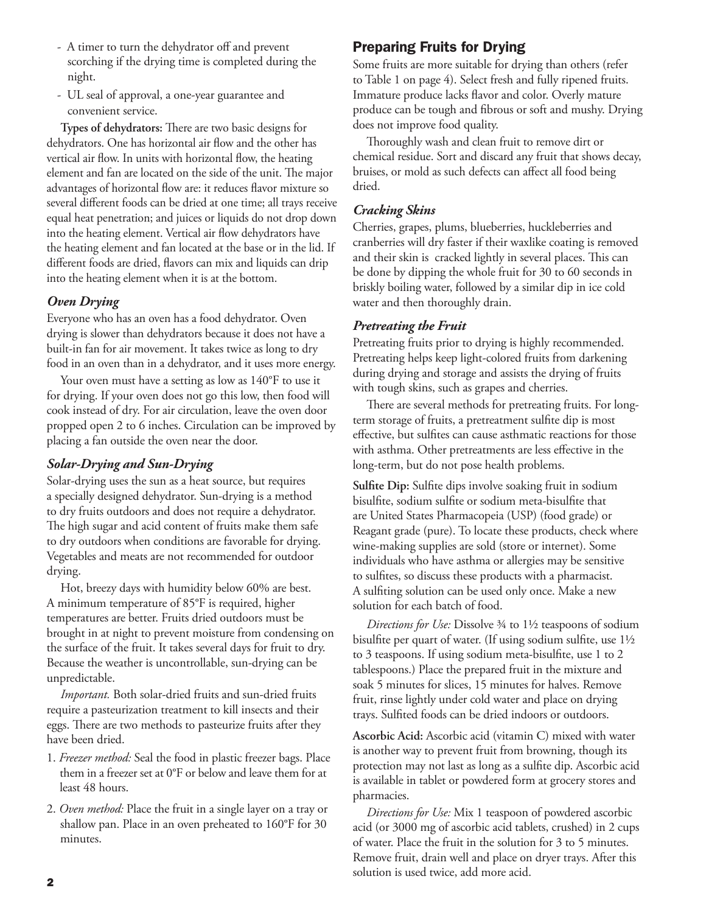- A timer to turn the dehydrator off and prevent scorching if the drying time is completed during the night.
- UL seal of approval, a one-year guarantee and convenient service.

**Types of dehydrators:** There are two basic designs for dehydrators. One has horizontal air flow and the other has vertical air flow. In units with horizontal flow, the heating element and fan are located on the side of the unit. The major advantages of horizontal flow are: it reduces flavor mixture so several different foods can be dried at one time; all trays receive equal heat penetration; and juices or liquids do not drop down into the heating element. Vertical air flow dehydrators have the heating element and fan located at the base or in the lid. If different foods are dried, flavors can mix and liquids can drip into the heating element when it is at the bottom.

### *Oven Drying*

Everyone who has an oven has a food dehydrator. Oven drying is slower than dehydrators because it does not have a built-in fan for air movement. It takes twice as long to dry food in an oven than in a dehydrator, and it uses more energy.

Your oven must have a setting as low as 140°F to use it for drying. If your oven does not go this low, then food will cook instead of dry. For air circulation, leave the oven door propped open 2 to 6 inches. Circulation can be improved by placing a fan outside the oven near the door.

### *Solar-Drying and Sun-Drying*

Solar-drying uses the sun as a heat source, but requires a specially designed dehydrator. Sun-drying is a method to dry fruits outdoors and does not require a dehydrator. The high sugar and acid content of fruits make them safe to dry outdoors when conditions are favorable for drying. Vegetables and meats are not recommended for outdoor drying.

Hot, breezy days with humidity below 60% are best. A minimum temperature of 85°F is required, higher temperatures are better. Fruits dried outdoors must be brought in at night to prevent moisture from condensing on the surface of the fruit. It takes several days for fruit to dry. Because the weather is uncontrollable, sun-drying can be unpredictable.

*Important.* Both solar-dried fruits and sun-dried fruits require a pasteurization treatment to kill insects and their eggs. There are two methods to pasteurize fruits after they have been dried.

1. *Freezer method:* Seal the food in plastic freezer bags. Place them in a freezer set at 0°F or below and leave them for at least 48 hours.
2. *Oven method:* Place the fruit in a single layer on a tray or shallow pan. Place in an oven preheated to 160°F for 30 minutes.

## Preparing Fruits for Drying

Some fruits are more suitable for drying than others (refer to Table 1 on page 4). Select fresh and fully ripened fruits. Immature produce lacks flavor and color. Overly mature produce can be tough and fibrous or soft and mushy. Drying does not improve food quality.

Thoroughly wash and clean fruit to remove dirt or chemical residue. Sort and discard any fruit that shows decay, bruises, or mold as such defects can affect all food being dried.

### *Cracking Skins*

Cherries, grapes, plums, blueberries, huckleberries and cranberries will dry faster if their waxlike coating is removed and their skin is cracked lightly in several places. This can be done by dipping the whole fruit for 30 to 60 seconds in briskly boiling water, followed by a similar dip in ice cold water and then thoroughly drain.

### *Pretreating the Fruit*

Pretreating fruits prior to drying is highly recommended. Pretreating helps keep light-colored fruits from darkening during drying and storage and assists the drying of fruits with tough skins, such as grapes and cherries.

There are several methods for pretreating fruits. For long-term storage of fruits, a pretreatment sulfite dip is most effective, but sulfites can cause asthmatic reactions for those with asthma. Other pretreatments are less effective in the long-term, but do not pose health problems.

**Sulfite Dip:** Sulfite dips involve soaking fruit in sodium bisulfite, sodium sulfite or sodium meta-bisulfite that are United States Pharmacopeia (USP) (food grade) or Reagant grade (pure). To locate these products, check where wine-making supplies are sold (store or internet). Some individuals who have asthma or allergies may be sensitive to sulfites, so discuss these products with a pharmacist. A sulfiting solution can be used only once. Make a new solution for each batch of food.

*Directions for Use:* Dissolve ¾ to 1½ teaspoons of sodium bisulfite per quart of water. (If using sodium sulfite, use 1½ to 3 teaspoons. If using sodium meta-bisulfite, use 1 to 2 tablespoons.) Place the prepared fruit in the mixture and soak 5 minutes for slices, 15 minutes for halves. Remove fruit, rinse lightly under cold water and place on drying trays. Sulfited foods can be dried indoors or outdoors.

**Ascorbic Acid:** Ascorbic acid (vitamin C) mixed with water is another way to prevent fruit from browning, though its protection may not last as long as a sulfite dip. Ascorbic acid is available in tablet or powdered form at grocery stores and pharmacies.

*Directions for Use:* Mix 1 teaspoon of powdered ascorbic acid (or 3000 mg of ascorbic acid tablets, crushed) in 2 cups of water. Place the fruit in the solution for 3 to 5 minutes. Remove fruit, drain well and place on dryer trays. After this solution is used twice, add more acid.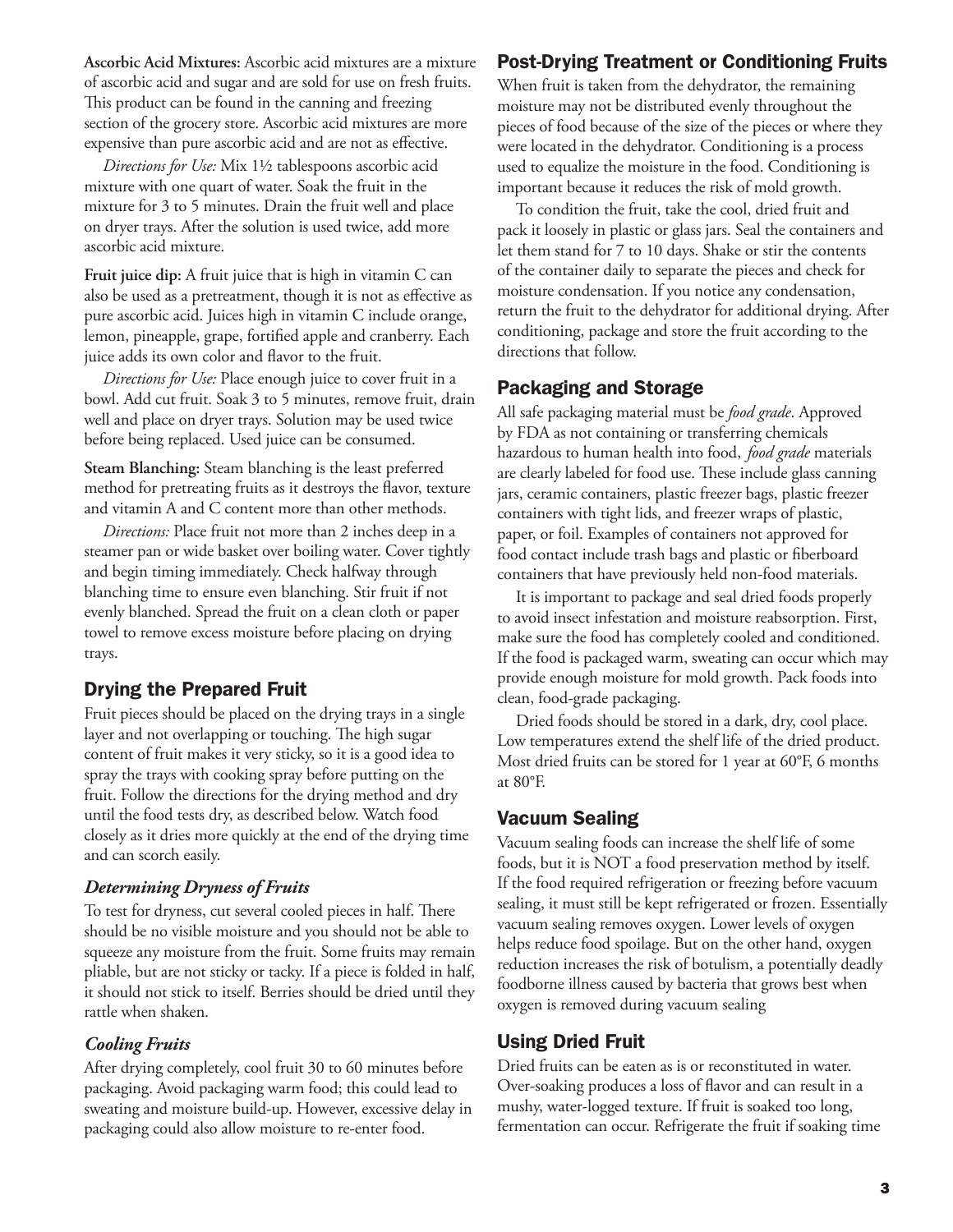**Ascorbic Acid Mixtures:** Ascorbic acid mixtures are a mixture of ascorbic acid and sugar and are sold for use on fresh fruits. This product can be found in the canning and freezing section of the grocery store. Ascorbic acid mixtures are more expensive than pure ascorbic acid and are not as effective.

*Directions for Use:* Mix 1½ tablespoons ascorbic acid mixture with one quart of water. Soak the fruit in the mixture for 3 to 5 minutes. Drain the fruit well and place on dryer trays. After the solution is used twice, add more ascorbic acid mixture.

**Fruit juice dip:** A fruit juice that is high in vitamin C can also be used as a pretreatment, though it is not as effective as pure ascorbic acid. Juices high in vitamin C include orange, lemon, pineapple, grape, fortified apple and cranberry. Each juice adds its own color and flavor to the fruit.

*Directions for Use:* Place enough juice to cover fruit in a bowl. Add cut fruit. Soak 3 to 5 minutes, remove fruit, drain well and place on dryer trays. Solution may be used twice before being replaced. Used juice can be consumed.

**Steam Blanching:** Steam blanching is the least preferred method for pretreating fruits as it destroys the flavor, texture and vitamin A and C content more than other methods.

*Directions:* Place fruit not more than 2 inches deep in a steamer pan or wide basket over boiling water. Cover tightly and begin timing immediately. Check halfway through blanching time to ensure even blanching. Stir fruit if not evenly blanched. Spread the fruit on a clean cloth or paper towel to remove excess moisture before placing on drying trays.

## Drying the Prepared Fruit

Fruit pieces should be placed on the drying trays in a single layer and not overlapping or touching. The high sugar content of fruit makes it very sticky, so it is a good idea to spray the trays with cooking spray before putting on the fruit. Follow the directions for the drying method and dry until the food tests dry, as described below. Watch food closely as it dries more quickly at the end of the drying time and can scorch easily.

### *Determining Dryness of Fruits*

To test for dryness, cut several cooled pieces in half. There should be no visible moisture and you should not be able to squeeze any moisture from the fruit. Some fruits may remain pliable, but are not sticky or tacky. If a piece is folded in half, it should not stick to itself. Berries should be dried until they rattle when shaken.

### *Cooling Fruits*

After drying completely, cool fruit 30 to 60 minutes before packaging. Avoid packaging warm food; this could lead to sweating and moisture build-up. However, excessive delay in packaging could also allow moisture to re-enter food.

## Post-Drying Treatment or Conditioning Fruits

When fruit is taken from the dehydrator, the remaining moisture may not be distributed evenly throughout the pieces of food because of the size of the pieces or where they were located in the dehydrator. Conditioning is a process used to equalize the moisture in the food. Conditioning is important because it reduces the risk of mold growth.

To condition the fruit, take the cool, dried fruit and pack it loosely in plastic or glass jars. Seal the containers and let them stand for 7 to 10 days. Shake or stir the contents of the container daily to separate the pieces and check for moisture condensation. If you notice any condensation, return the fruit to the dehydrator for additional drying. After conditioning, package and store the fruit according to the directions that follow.

## Packaging and Storage

All safe packaging material must be *food grade*. Approved by FDA as not containing or transferring chemicals hazardous to human health into food, *food grade* materials are clearly labeled for food use. These include glass canning jars, ceramic containers, plastic freezer bags, plastic freezer containers with tight lids, and freezer wraps of plastic, paper, or foil. Examples of containers not approved for food contact include trash bags and plastic or fiberboard containers that have previously held non-food materials.

It is important to package and seal dried foods properly to avoid insect infestation and moisture reabsorption. First, make sure the food has completely cooled and conditioned. If the food is packaged warm, sweating can occur which may provide enough moisture for mold growth. Pack foods into clean, food-grade packaging.

Dried foods should be stored in a dark, dry, cool place. Low temperatures extend the shelf life of the dried product. Most dried fruits can be stored for 1 year at 60°F, 6 months at 80°F.

## Vacuum Sealing

Vacuum sealing foods can increase the shelf life of some foods, but it is NOT a food preservation method by itself. If the food required refrigeration or freezing before vacuum sealing, it must still be kept refrigerated or frozen. Essentially vacuum sealing removes oxygen. Lower levels of oxygen helps reduce food spoilage. But on the other hand, oxygen reduction increases the risk of botulism, a potentially deadly foodborne illness caused by bacteria that grows best when oxygen is removed during vacuum sealing

## Using Dried Fruit

Dried fruits can be eaten as is or reconstituted in water. Over-soaking produces a loss of flavor and can result in a mushy, water-logged texture. If fruit is soaked too long, fermentation can occur. Refrigerate the fruit if soaking time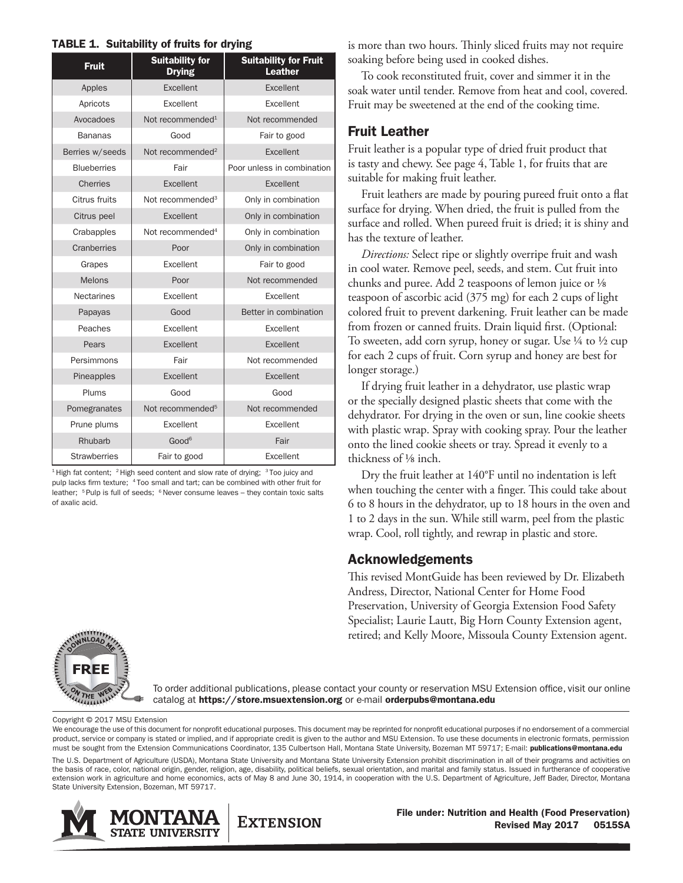**TABLE 1. Suitability of fruits for drying**

| Fruit | Suitability for Drying | Suitability for Fruit Leather |
|---|---|---|
| Apples | Excellent | Excellent |
| Apricots | Excellent | Excellent |
| Avocadoes | Not recommended[1] | Not recommended |
| Bananas | Good | Fair to good |
| Berries w/seeds | Not recommended[2] | Excellent |
| Blueberries | Fair | Poor unless in combination |
| Cherries | Excellent | Excellent |
| Citrus fruits | Not recommended[3] | Only in combination |
| Citrus peel | Excellent | Only in combination |
| Crabapples | Not recommended[4] | Only in combination |
| Cranberries | Poor | Only in combination |
| Grapes | Excellent | Fair to good |
| Melons | Poor | Not recommended |
| Nectarines | Excellent | Excellent |
| Papayas | Good | Better in combination |
| Peaches | Excellent | Excellent |
| Pears | Excellent | Excellent |
| Persimmons | Fair | Not recommended |
| Pineapples | Excellent | Excellent |
| Plums | Good | Good |
| Pomegranates | Not recommended[5] | Not recommended |
| Prune plums | Excellent | Excellent |
| Rhubarb | Good[6] | Fair |
| Strawberries | Fair to good | Excellent |

[1] High fat content; [2] High seed content and slow rate of drying; [3] Too juicy and pulp lacks firm texture; [4] Too small and tart; can be combined with other fruit for leather; [5] Pulp is full of seeds; [6] Never consume leaves – they contain toxic salts of axalic acid.

is more than two hours. Thinly sliced fruits may not require soaking before being used in cooked dishes.

To cook reconstituted fruit, cover and simmer it in the soak water until tender. Remove from heat and cool, covered. Fruit may be sweetened at the end of the cooking time.

## Fruit Leather

Fruit leather is a popular type of dried fruit product that is tasty and chewy. See page 4, Table 1, for fruits that are suitable for making fruit leather.

Fruit leathers are made by pouring pureed fruit onto a flat surface for drying. When dried, the fruit is pulled from the surface and rolled. When pureed fruit is dried; it is shiny and has the texture of leather.

*Directions:* Select ripe or slightly overripe fruit and wash in cool water. Remove peel, seeds, and stem. Cut fruit into chunks and puree. Add 2 teaspoons of lemon juice or ⅛ teaspoon of ascorbic acid (375 mg) for each 2 cups of light colored fruit to prevent darkening. Fruit leather can be made from frozen or canned fruits. Drain liquid first. (Optional: To sweeten, add corn syrup, honey or sugar. Use ¼ to ½ cup for each 2 cups of fruit. Corn syrup and honey are best for longer storage.)

If drying fruit leather in a dehydrator, use plastic wrap or the specially designed plastic sheets that come with the dehydrator. For drying in the oven or sun, line cookie sheets with plastic wrap. Spray with cooking spray. Pour the leather onto the lined cookie sheets or tray. Spread it evenly to a thickness of ⅛ inch.

Dry the fruit leather at 140°F until no indentation is left when touching the center with a finger. This could take about 6 to 8 hours in the dehydrator, up to 18 hours in the oven and 1 to 2 days in the sun. While still warm, peel from the plastic wrap. Cool, roll tightly, and rewrap in plastic and store.

## Acknowledgements

This revised MontGuide has been reviewed by Dr. Elizabeth Andress, Director, National Center for Home Food Preservation, University of Georgia Extension Food Safety Specialist; Laurie Lautt, Big Horn County Extension agent, retired; and Kelly Moore, Missoula County Extension agent.

To order additional publications, please contact your county or reservation MSU Extension office, visit our online catalog at **https://store.msuextension.org** or e-mail **orderpubs@montana.edu**

Copyright © 2017 MSU Extension

We encourage the use of this document for nonprofit educational purposes. This document may be reprinted for nonprofit educational purposes if no endorsement of a commercial product, service or company is stated or implied, and if appropriate credit is given to the author and MSU Extension. To use these documents in electronic formats, permission must be sought from the Extension Communications Coordinator, 135 Culbertson Hall, Montana State University, Bozeman MT 59717; E-mail: **publications@montana.edu**

The U.S. Department of Agriculture (USDA), Montana State University and Montana State University Extension prohibit discrimination in all of their programs and activities on the basis of race, color, national origin, gender, religion, age, disability, political beliefs, sexual orientation, and marital and family status. Issued in furtherance of cooperative extension work in agriculture and home economics, acts of May 8 and June 30, 1914, in cooperation with the U.S. Department of Agriculture, Jeff Bader, Director, Montana State University Extension, Bozeman, MT 59717.

**File under: Nutrition and Health (Food Preservation)**
**Revised May 2017 0515SA**